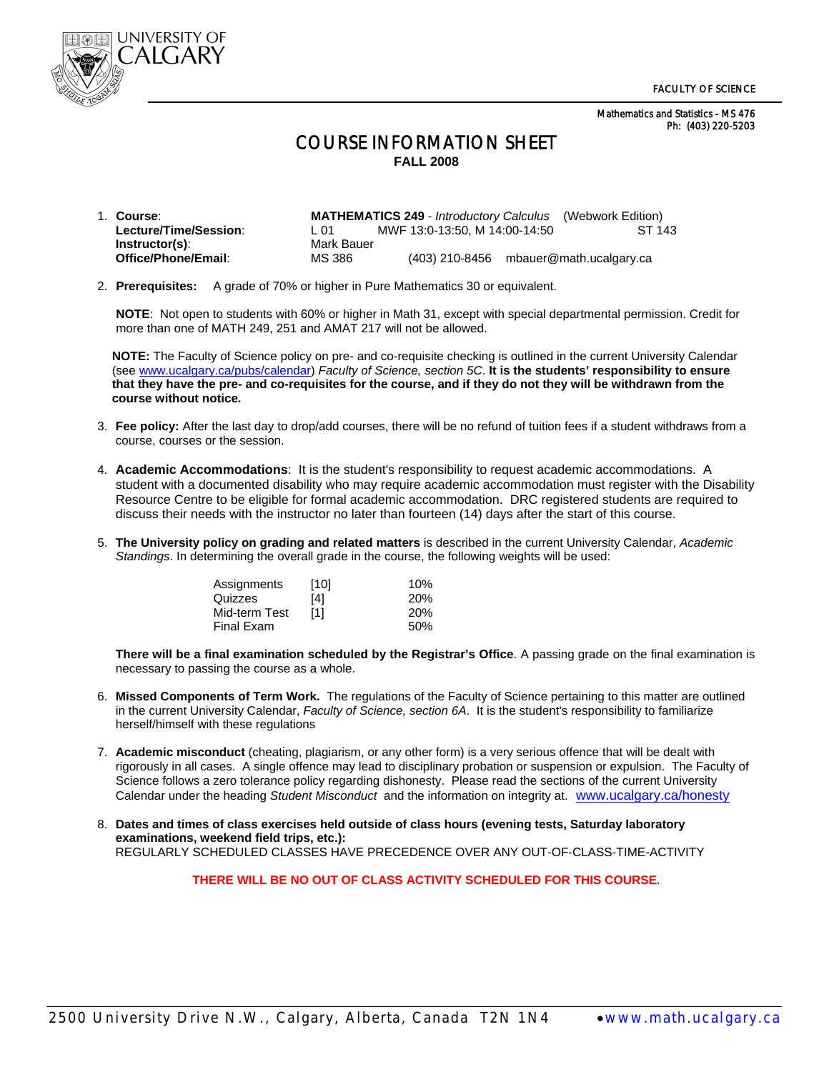UNIVERSITY OF CALGARY

FACULTY OF SCIENCE

Mathematics and Statistics - MS 476
Ph: (403) 220-5203

# COURSE INFORMATION SHEET
## FALL 2008

1. **Course**: **MATHEMATICS 249** - *Introductory Calculus* (Webwork Edition)
   **Lecture/Time/Session**: L 01 MWF 13:0-13:50, M 14:00-14:50 ST 143
   **Instructor(s)**: Mark Bauer
   **Office/Phone/Email**: MS 386 (403) 210-8456 mbauer@math.ucalgary.ca

2. **Prerequisites:** A grade of 70% or higher in Pure Mathematics 30 or equivalent.

   **NOTE**: Not open to students with 60% or higher in Math 31, except with special departmental permission. Credit for more than one of MATH 249, 251 and AMAT 217 will not be allowed.

   **NOTE:** The Faculty of Science policy on pre- and co-requisite checking is outlined in the current University Calendar (see www.ucalgary.ca/pubs/calendar) *Faculty of Science, section 5C*. **It is the students' responsibility to ensure that they have the pre- and co-requisites for the course, and if they do not they will be withdrawn from the course without notice.**

3. **Fee policy:** After the last day to drop/add courses, there will be no refund of tuition fees if a student withdraws from a course, courses or the session.

4. **Academic Accommodations**: It is the student's responsibility to request academic accommodations. A student with a documented disability who may require academic accommodation must register with the Disability Resource Centre to be eligible for formal academic accommodation. DRC registered students are required to discuss their needs with the instructor no later than fourteen (14) days after the start of this course.

5. **The University policy on grading and related matters** is described in the current University Calendar, *Academic Standings*. In determining the overall grade in the course, the following weights will be used:

   | | | |
   |---|---|---|
   | Assignments | [10] | 10% |
   | Quizzes | [4] | 20% |
   | Mid-term Test | [1] | 20% |
   | Final Exam | | 50% |

   **There will be a final examination scheduled by the Registrar's Office**. A passing grade on the final examination is necessary to passing the course as a whole.

6. **Missed Components of Term Work.** The regulations of the Faculty of Science pertaining to this matter are outlined in the current University Calendar, *Faculty of Science, section 6A*. It is the student's responsibility to familiarize herself/himself with these regulations

7. **Academic misconduct** (cheating, plagiarism, or any other form) is a very serious offence that will be dealt with rigorously in all cases. A single offence may lead to disciplinary probation or suspension or expulsion. The Faculty of Science follows a zero tolerance policy regarding dishonesty. Please read the sections of the current University Calendar under the heading *Student Misconduct* and the information on integrity at. www.ucalgary.ca/honesty

8. **Dates and times of class exercises held outside of class hours (evening tests, Saturday laboratory examinations, weekend field trips, etc.):**
   REGULARLY SCHEDULED CLASSES HAVE PRECEDENCE OVER ANY OUT-OF-CLASS-TIME-ACTIVITY

   **THERE WILL BE NO OUT OF CLASS ACTIVITY SCHEDULED FOR THIS COURSE**.

2500 University Drive N.W., Calgary, Alberta, Canada T2N 1N4 • www.math.ucalgary.ca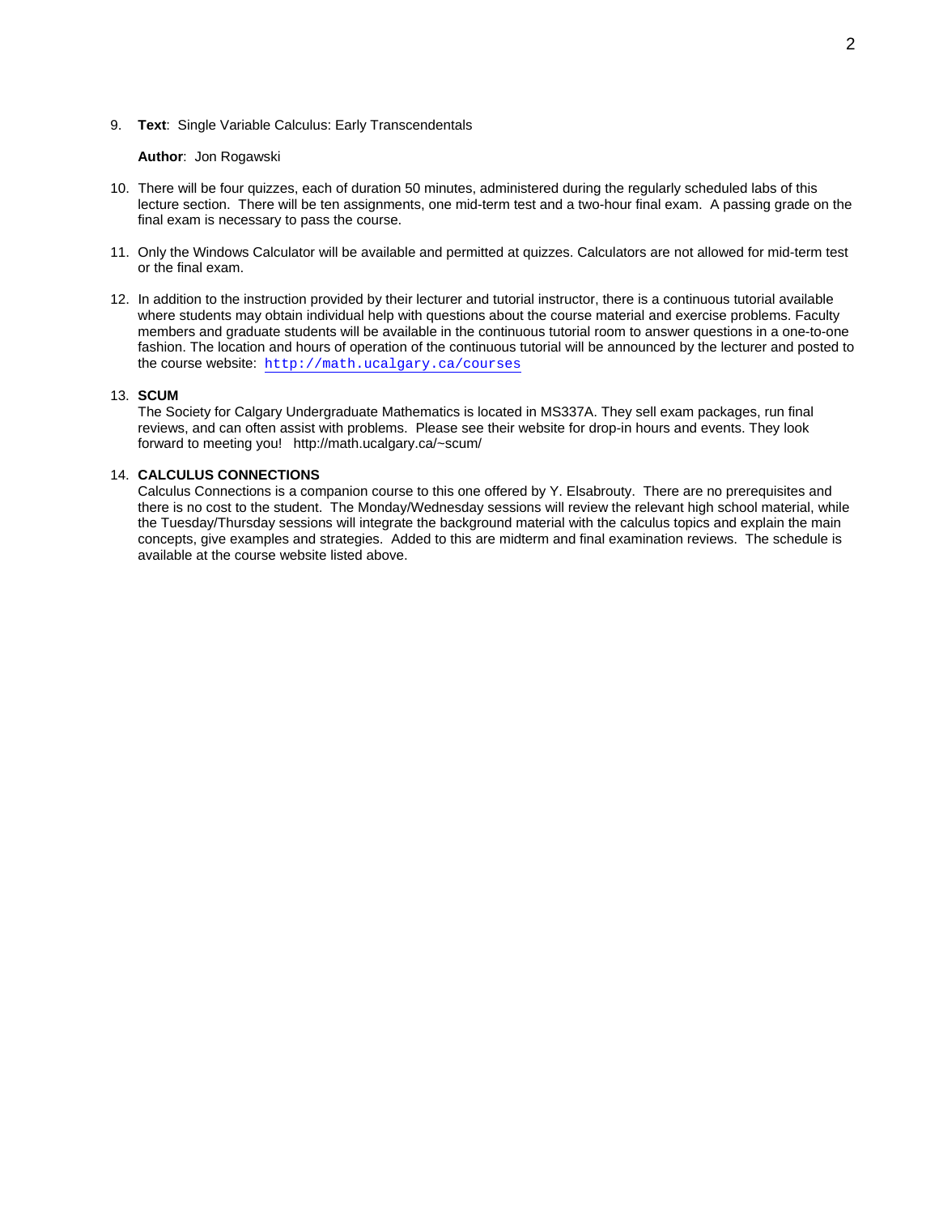9. **Text**: Single Variable Calculus: Early Transcendentals

   **Author**: Jon Rogawski

10. There will be four quizzes, each of duration 50 minutes, administered during the regularly scheduled labs of this lecture section. There will be ten assignments, one mid-term test and a two-hour final exam. A passing grade on the final exam is necessary to pass the course.

11. Only the Windows Calculator will be available and permitted at quizzes. Calculators are not allowed for mid-term test or the final exam.

12. In addition to the instruction provided by their lecturer and tutorial instructor, there is a continuous tutorial available where students may obtain individual help with questions about the course material and exercise problems. Faculty members and graduate students will be available in the continuous tutorial room to answer questions in a one-to-one fashion. The location and hours of operation of the continuous tutorial will be announced by the lecturer and posted to the course website: http://math.ucalgary.ca/courses

13. **SCUM**
    The Society for Calgary Undergraduate Mathematics is located in MS337A. They sell exam packages, run final reviews, and can often assist with problems. Please see their website for drop-in hours and events. They look forward to meeting you! http://math.ucalgary.ca/~scum/

14. **CALCULUS CONNECTIONS**
    Calculus Connections is a companion course to this one offered by Y. Elsabrouty. There are no prerequisites and there is no cost to the student. The Monday/Wednesday sessions will review the relevant high school material, while the Tuesday/Thursday sessions will integrate the background material with the calculus topics and explain the main concepts, give examples and strategies. Added to this are midterm and final examination reviews. The schedule is available at the course website listed above.